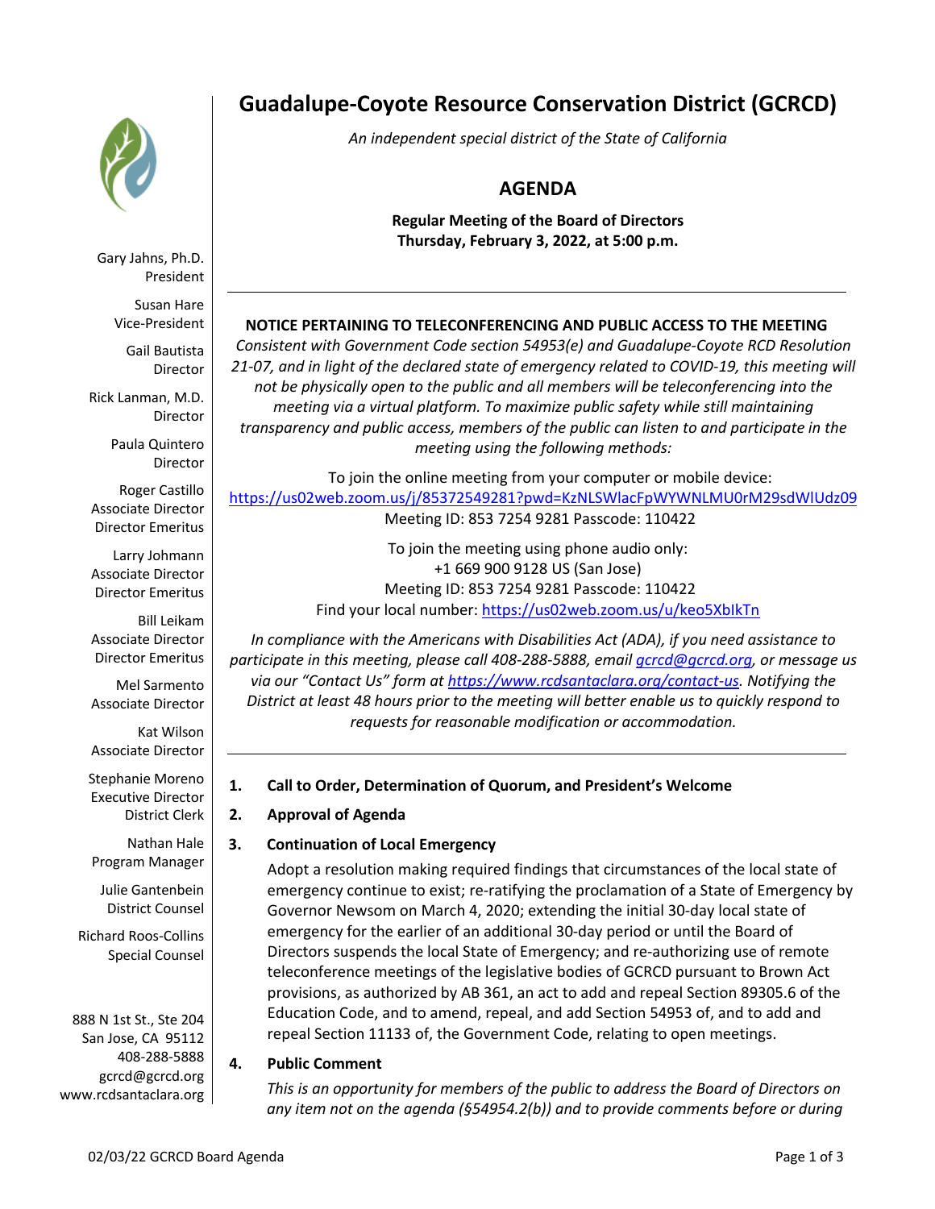# Guadalupe-Coyote Resource Conservation District (GCRCD)

*An independent special district of the State of California*

## AGENDA

**Regular Meeting of the Board of Directors**
**Thursday, February 3, 2022, at 5:00 p.m.**

Gary Jahns, Ph.D.
President

Susan Hare
Vice-President

Gail Bautista
Director

Rick Lanman, M.D.
Director

Paula Quintero
Director

Roger Castillo
Associate Director
Director Emeritus

Larry Johmann
Associate Director
Director Emeritus

Bill Leikam
Associate Director
Director Emeritus

Mel Sarmento
Associate Director

Kat Wilson
Associate Director

Stephanie Moreno
Executive Director
District Clerk

Nathan Hale
Program Manager

Julie Gantenbein
District Counsel

Richard Roos-Collins
Special Counsel

888 N 1st St., Ste 204
San Jose, CA 95112
408-288-5888
gcrcd@gcrcd.org
www.rcdsantaclara.org

---

**NOTICE PERTAINING TO TELECONFERENCING AND PUBLIC ACCESS TO THE MEETING**

*Consistent with Government Code section 54953(e) and Guadalupe-Coyote RCD Resolution 21-07, and in light of the declared state of emergency related to COVID-19, this meeting will not be physically open to the public and all members will be teleconferencing into the meeting via a virtual platform. To maximize public safety while still maintaining transparency and public access, members of the public can listen to and participate in the meeting using the following methods:*

To join the online meeting from your computer or mobile device:
https://us02web.zoom.us/j/85372549281?pwd=KzNLSWlacFpWYWNLMU0rM29sdWlUdz09
Meeting ID: 853 7254 9281 Passcode: 110422

To join the meeting using phone audio only:
+1 669 900 9128 US (San Jose)
Meeting ID: 853 7254 9281 Passcode: 110422
Find your local number: https://us02web.zoom.us/u/keo5XbIkTn

*In compliance with the Americans with Disabilities Act (ADA), if you need assistance to participate in this meeting, please call 408-288-5888, email gcrcd@gcrcd.org, or message us via our "Contact Us" form at https://www.rcdsantaclara.org/contact-us. Notifying the District at least 48 hours prior to the meeting will better enable us to quickly respond to requests for reasonable modification or accommodation.*

---

1. **Call to Order, Determination of Quorum, and President's Welcome**

2. **Approval of Agenda**

3. **Continuation of Local Emergency**

   Adopt a resolution making required findings that circumstances of the local state of emergency continue to exist; re-ratifying the proclamation of a State of Emergency by Governor Newsom on March 4, 2020; extending the initial 30-day local state of emergency for the earlier of an additional 30-day period or until the Board of Directors suspends the local State of Emergency; and re-authorizing use of remote teleconference meetings of the legislative bodies of GCRCD pursuant to Brown Act provisions, as authorized by AB 361, an act to add and repeal Section 89305.6 of the Education Code, and to amend, repeal, and add Section 54953 of, and to add and repeal Section 11133 of, the Government Code, relating to open meetings.

4. **Public Comment**

   *This is an opportunity for members of the public to address the Board of Directors on any item not on the agenda (§54954.2(b)) and to provide comments before or during*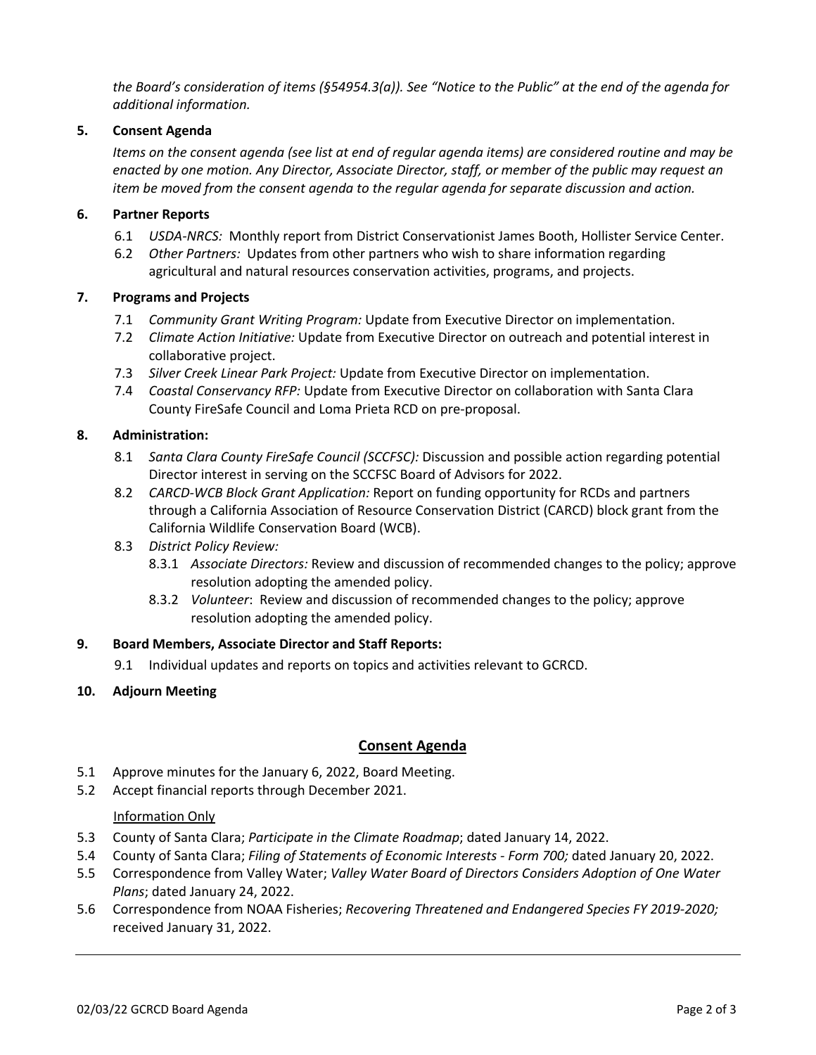*the Board's consideration of items (§54954.3(a)). See "Notice to the Public" at the end of the agenda for additional information.*

**5. Consent Agenda**

*Items on the consent agenda (see list at end of regular agenda items) are considered routine and may be enacted by one motion. Any Director, Associate Director, staff, or member of the public may request an item be moved from the consent agenda to the regular agenda for separate discussion and action.*

**6. Partner Reports**

6.1 *USDA-NRCS:* Monthly report from District Conservationist James Booth, Hollister Service Center.

6.2 *Other Partners:* Updates from other partners who wish to share information regarding agricultural and natural resources conservation activities, programs, and projects.

**7. Programs and Projects**

7.1 *Community Grant Writing Program:* Update from Executive Director on implementation.

7.2 *Climate Action Initiative:* Update from Executive Director on outreach and potential interest in collaborative project.

7.3 *Silver Creek Linear Park Project:* Update from Executive Director on implementation.

7.4 *Coastal Conservancy RFP:* Update from Executive Director on collaboration with Santa Clara County FireSafe Council and Loma Prieta RCD on pre-proposal.

**8. Administration:**

8.1 *Santa Clara County FireSafe Council (SCCFSC):* Discussion and possible action regarding potential Director interest in serving on the SCCFSC Board of Advisors for 2022.

8.2 *CARCD-WCB Block Grant Application:* Report on funding opportunity for RCDs and partners through a California Association of Resource Conservation District (CARCD) block grant from the California Wildlife Conservation Board (WCB).

8.3 *District Policy Review:*

8.3.1 *Associate Directors:* Review and discussion of recommended changes to the policy; approve resolution adopting the amended policy.

8.3.2 *Volunteer*: Review and discussion of recommended changes to the policy; approve resolution adopting the amended policy.

**9. Board Members, Associate Director and Staff Reports:**

9.1 Individual updates and reports on topics and activities relevant to GCRCD.

**10. Adjourn Meeting**

## Consent Agenda

5.1 Approve minutes for the January 6, 2022, Board Meeting.

5.2 Accept financial reports through December 2021.

Information Only

5.3 County of Santa Clara; *Participate in the Climate Roadmap*; dated January 14, 2022.

5.4 County of Santa Clara; *Filing of Statements of Economic Interests - Form 700;* dated January 20, 2022.

5.5 Correspondence from Valley Water; *Valley Water Board of Directors Considers Adoption of One Water Plans*; dated January 24, 2022.

5.6 Correspondence from NOAA Fisheries; *Recovering Threatened and Endangered Species FY 2019-2020;* received January 31, 2022.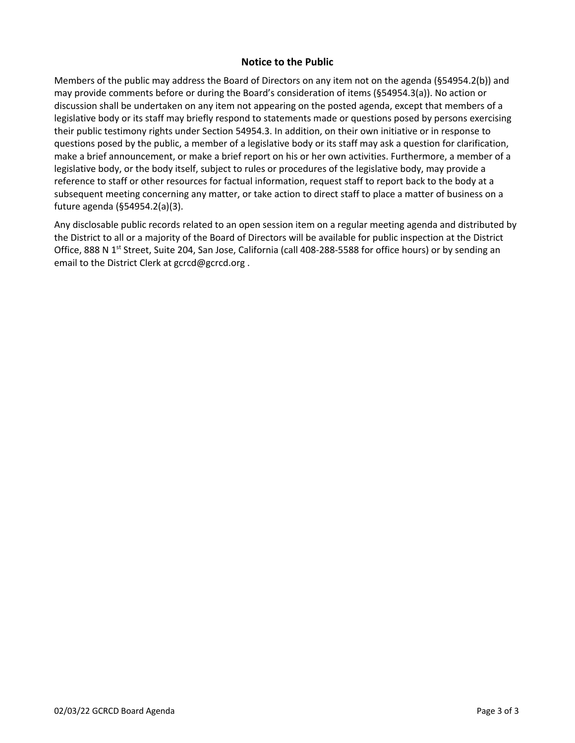## Notice to the Public

Members of the public may address the Board of Directors on any item not on the agenda (§54954.2(b)) and may provide comments before or during the Board's consideration of items (§54954.3(a)). No action or discussion shall be undertaken on any item not appearing on the posted agenda, except that members of a legislative body or its staff may briefly respond to statements made or questions posed by persons exercising their public testimony rights under Section 54954.3. In addition, on their own initiative or in response to questions posed by the public, a member of a legislative body or its staff may ask a question for clarification, make a brief announcement, or make a brief report on his or her own activities. Furthermore, a member of a legislative body, or the body itself, subject to rules or procedures of the legislative body, may provide a reference to staff or other resources for factual information, request staff to report back to the body at a subsequent meeting concerning any matter, or take action to direct staff to place a matter of business on a future agenda (§54954.2(a)(3).

Any disclosable public records related to an open session item on a regular meeting agenda and distributed by the District to all or a majority of the Board of Directors will be available for public inspection at the District Office, 888 N 1st Street, Suite 204, San Jose, California (call 408-288-5588 for office hours) or by sending an email to the District Clerk at gcrcd@gcrcd.org .